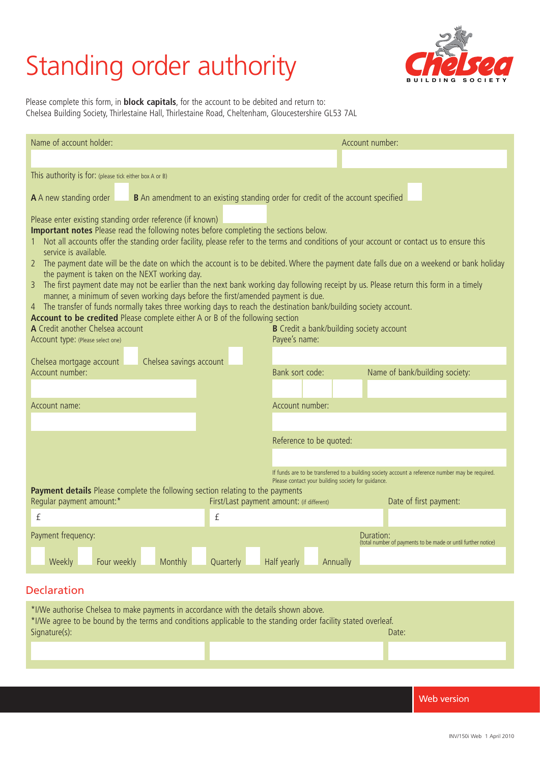# Standing order authority

Chelsea BUILDING SOCIETY

Please complete this form, in **block capitals**, for the account to be debited and return to:
Chelsea Building Society, Thirlestaine Hall, Thirlestaine Road, Cheltenham, Gloucestershire GL53 7AL

Name of account holder:

Account number:

This authority is for: (please tick either box A or B)

**A** A new standing order ☐ **B** An amendment to an existing standing order for credit of the account specified ☐

Please enter existing standing order reference (if known)

**Important notes** Please read the following notes before completing the sections below.

1. Not all accounts offer the standing order facility, please refer to the terms and conditions of your account or contact us to ensure this service is available.
2. The payment date will be the date on which the account is to be debited. Where the payment date falls due on a weekend or bank holiday the payment is taken on the NEXT working day.
3. The first payment date may not be earlier than the next bank working day following receipt by us. Please return this form in a timely manner, a minimum of seven working days before the first/amended payment is due.
4. The transfer of funds normally takes three working days to reach the destination bank/building society account.

**Account to be credited** Please complete either A or B of the following section

**A** Credit another Chelsea account

Account type: (Please select one)

Chelsea mortgage account ☐ Chelsea savings account ☐

Account number:

Account name:

**B** Credit a bank/building society account

Payee's name:

Bank sort code:

Name of bank/building society:

Account number:

Reference to be quoted:

If funds are to be transferred to a building society account a reference number may be required. Please contact your building society for guidance.

**Payment details** Please complete the following section relating to the payments

Regular payment amount:* £

First/Last payment amount: (if different) £

Date of first payment:

Payment frequency:

☐ Weekly ☐ Four weekly ☐ Monthly ☐ Quarterly ☐ Half yearly ☐ Annually

Duration: (total number of payments to be made or until further notice)

## Declaration

*I/We authorise Chelsea to make payments in accordance with the details shown above.
*I/We agree to be bound by the terms and conditions applicable to the standing order facility stated overleaf.

Signature(s):

Date:

Web version

INV/150i Web 1 April 2010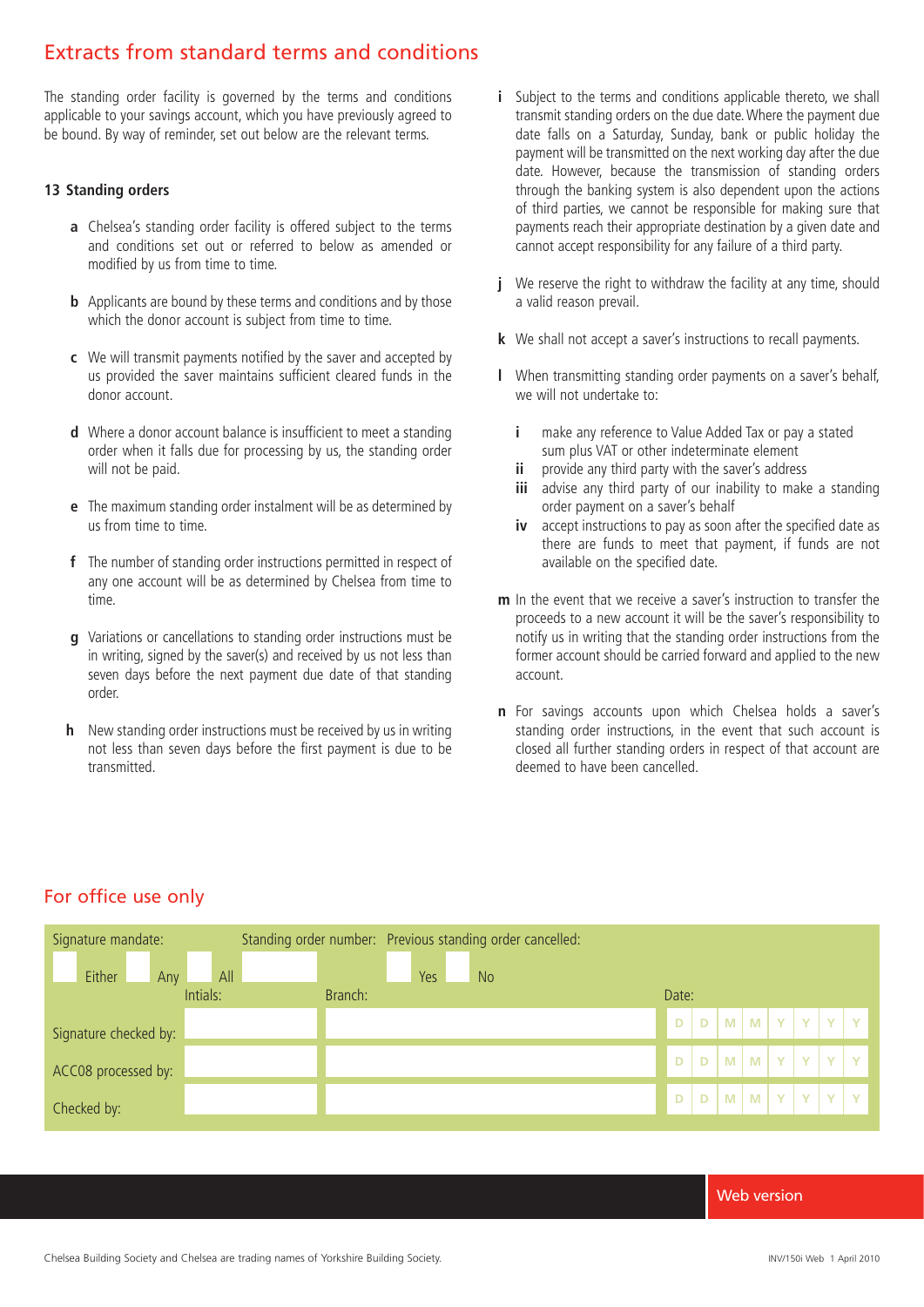## Extracts from standard terms and conditions

The standing order facility is governed by the terms and conditions applicable to your savings account, which you have previously agreed to be bound. By way of reminder, set out below are the relevant terms.

### 13 Standing orders

- **a** Chelsea's standing order facility is offered subject to the terms and conditions set out or referred to below as amended or modified by us from time to time.
- **b** Applicants are bound by these terms and conditions and by those which the donor account is subject from time to time.
- **c** We will transmit payments notified by the saver and accepted by us provided the saver maintains sufficient cleared funds in the donor account.
- **d** Where a donor account balance is insufficient to meet a standing order when it falls due for processing by us, the standing order will not be paid.
- **e** The maximum standing order instalment will be as determined by us from time to time.
- **f** The number of standing order instructions permitted in respect of any one account will be as determined by Chelsea from time to time.
- **g** Variations or cancellations to standing order instructions must be in writing, signed by the saver(s) and received by us not less than seven days before the next payment due date of that standing order.
- **h** New standing order instructions must be received by us in writing not less than seven days before the first payment is due to be transmitted.
- **i** Subject to the terms and conditions applicable thereto, we shall transmit standing orders on the due date. Where the payment due date falls on a Saturday, Sunday, bank or public holiday the payment will be transmitted on the next working day after the due date. However, because the transmission of standing orders through the banking system is also dependent upon the actions of third parties, we cannot be responsible for making sure that payments reach their appropriate destination by a given date and cannot accept responsibility for any failure of a third party.
- **j** We reserve the right to withdraw the facility at any time, should a valid reason prevail.
- **k** We shall not accept a saver's instructions to recall payments.
- **l** When transmitting standing order payments on a saver's behalf, we will not undertake to:
  - **i** make any reference to Value Added Tax or pay a stated sum plus VAT or other indeterminate element
  - **ii** provide any third party with the saver's address
  - **iii** advise any third party of our inability to make a standing order payment on a saver's behalf
  - **iv** accept instructions to pay as soon after the specified date as there are funds to meet that payment, if funds are not available on the specified date.
- **m** In the event that we receive a saver's instruction to transfer the proceeds to a new account it will be the saver's responsibility to notify us in writing that the standing order instructions from the former account should be carried forward and applied to the new account.
- **n** For savings accounts upon which Chelsea holds a saver's standing order instructions, in the event that such account is closed all further standing orders in respect of that account are deemed to have been cancelled.

## For office use only

Signature mandate: ☐ Either ☐ Any ☐ All

Standing order number: ______

Previous standing order cancelled: ☐ Yes ☐ No

| | Intials: | Branch: | Date: |
|---|---|---|---|
| Signature checked by: | | | D D M M Y Y Y Y |
| ACC08 processed by: | | | D D M M Y Y Y Y |
| Checked by: | | | D D M M Y Y Y Y |

Web version

Chelsea Building Society and Chelsea are trading names of Yorkshire Building Society.

INV/150i Web 1 April 2010